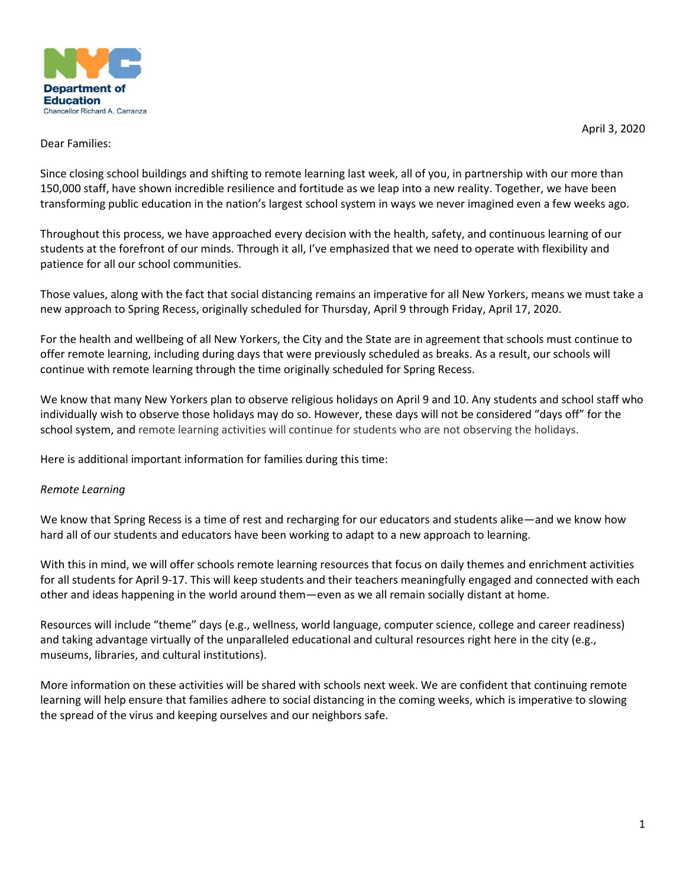NYC Department of Education
Chancellor Richard A. Carranza

April 3, 2020

Dear Families:

Since closing school buildings and shifting to remote learning last week, all of you, in partnership with our more than 150,000 staff, have shown incredible resilience and fortitude as we leap into a new reality. Together, we have been transforming public education in the nation's largest school system in ways we never imagined even a few weeks ago.

Throughout this process, we have approached every decision with the health, safety, and continuous learning of our students at the forefront of our minds. Through it all, I've emphasized that we need to operate with flexibility and patience for all our school communities.

Those values, along with the fact that social distancing remains an imperative for all New Yorkers, means we must take a new approach to Spring Recess, originally scheduled for Thursday, April 9 through Friday, April 17, 2020.

For the health and wellbeing of all New Yorkers, the City and the State are in agreement that schools must continue to offer remote learning, including during days that were previously scheduled as breaks. As a result, our schools will continue with remote learning through the time originally scheduled for Spring Recess.

We know that many New Yorkers plan to observe religious holidays on April 9 and 10. Any students and school staff who individually wish to observe those holidays may do so. However, these days will not be considered "days off" for the school system, and remote learning activities will continue for students who are not observing the holidays.

Here is additional important information for families during this time:

*Remote Learning*

We know that Spring Recess is a time of rest and recharging for our educators and students alike—and we know how hard all of our students and educators have been working to adapt to a new approach to learning.

With this in mind, we will offer schools remote learning resources that focus on daily themes and enrichment activities for all students for April 9-17. This will keep students and their teachers meaningfully engaged and connected with each other and ideas happening in the world around them—even as we all remain socially distant at home.

Resources will include "theme" days (e.g., wellness, world language, computer science, college and career readiness) and taking advantage virtually of the unparalleled educational and cultural resources right here in the city (e.g., museums, libraries, and cultural institutions).

More information on these activities will be shared with schools next week. We are confident that continuing remote learning will help ensure that families adhere to social distancing in the coming weeks, which is imperative to slowing the spread of the virus and keeping ourselves and our neighbors safe.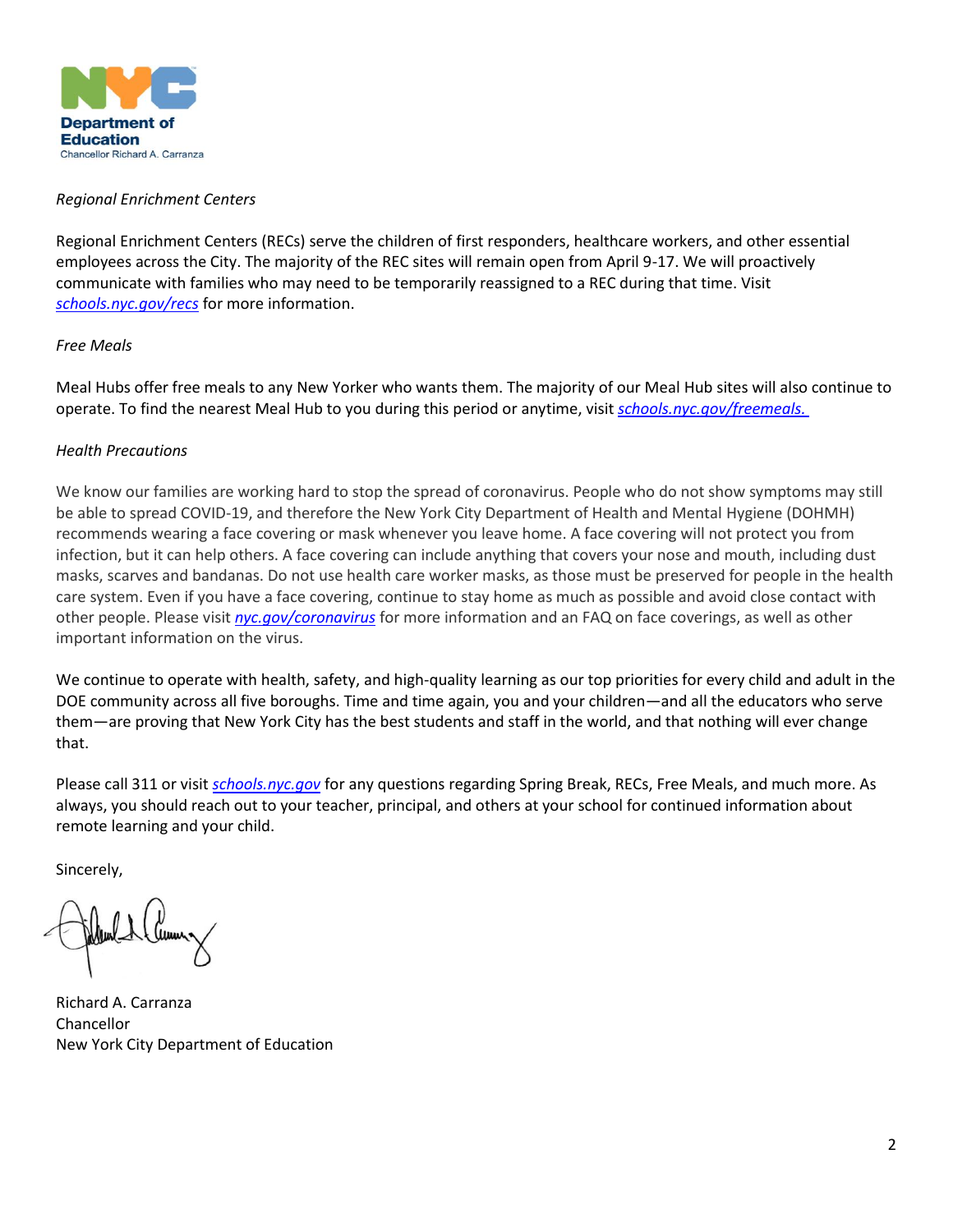NYC Department of Education
Chancellor Richard A. Carranza

*Regional Enrichment Centers*

Regional Enrichment Centers (RECs) serve the children of first responders, healthcare workers, and other essential employees across the City. The majority of the REC sites will remain open from April 9-17. We will proactively communicate with families who may need to be temporarily reassigned to a REC during that time. Visit *schools.nyc.gov/recs* for more information.

*Free Meals*

Meal Hubs offer free meals to any New Yorker who wants them. The majority of our Meal Hub sites will also continue to operate. To find the nearest Meal Hub to you during this period or anytime, visit *schools.nyc.gov/freemeals.*

*Health Precautions*

We know our families are working hard to stop the spread of coronavirus. People who do not show symptoms may still be able to spread COVID-19, and therefore the New York City Department of Health and Mental Hygiene (DOHMH) recommends wearing a face covering or mask whenever you leave home. A face covering will not protect you from infection, but it can help others. A face covering can include anything that covers your nose and mouth, including dust masks, scarves and bandanas. Do not use health care worker masks, as those must be preserved for people in the health care system. Even if you have a face covering, continue to stay home as much as possible and avoid close contact with other people. Please visit *nyc.gov/coronavirus* for more information and an FAQ on face coverings, as well as other important information on the virus.

We continue to operate with health, safety, and high-quality learning as our top priorities for every child and adult in the DOE community across all five boroughs. Time and time again, you and your children—and all the educators who serve them—are proving that New York City has the best students and staff in the world, and that nothing will ever change that.

Please call 311 or visit *schools.nyc.gov* for any questions regarding Spring Break, RECs, Free Meals, and much more. As always, you should reach out to your teacher, principal, and others at your school for continued information about remote learning and your child.

Sincerely,

Richard A. Carranza
Chancellor
New York City Department of Education